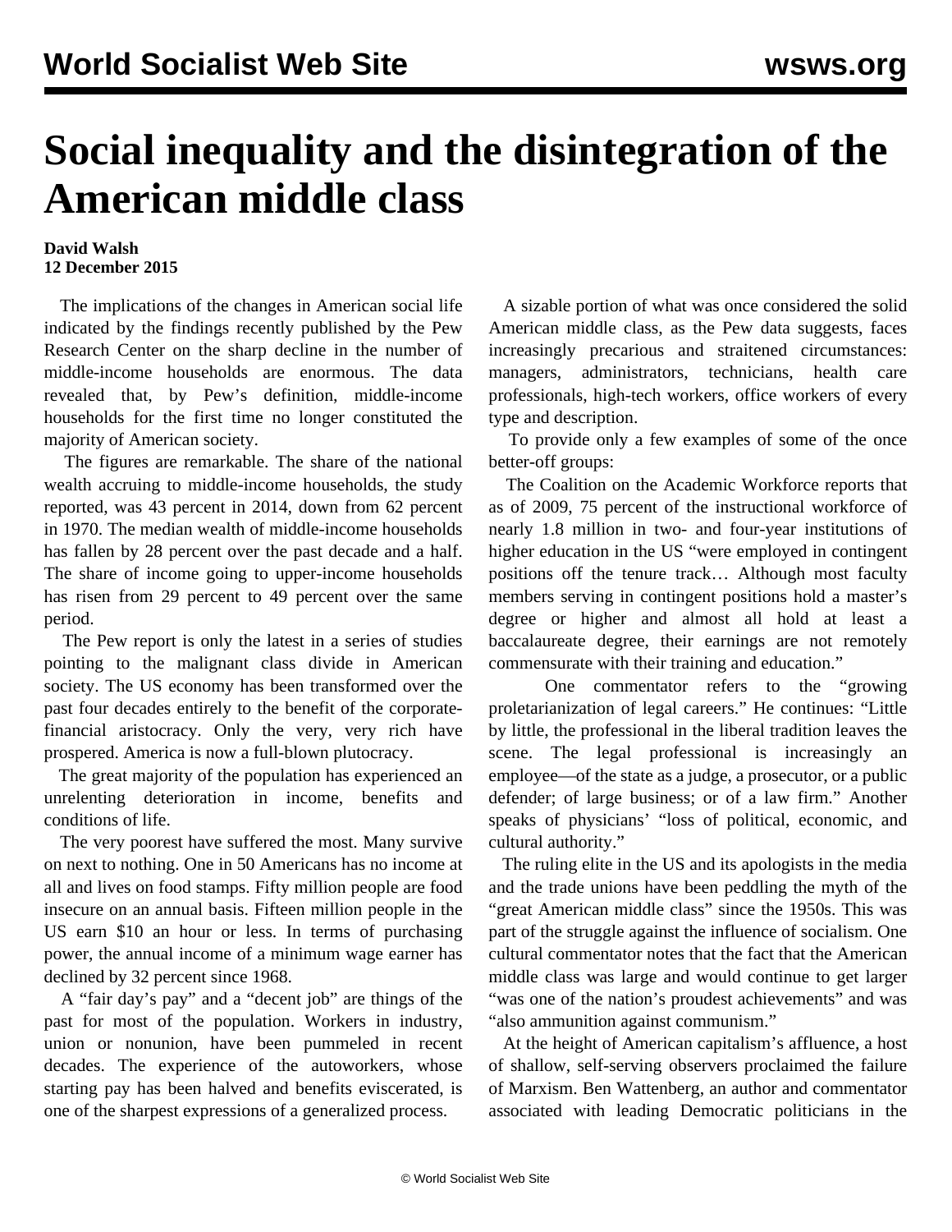# Social inequality and the disintegration of the American middle class

**David Walsh**
**12 December 2015**

The implications of the changes in American social life indicated by the findings recently published by the Pew Research Center on the sharp decline in the number of middle-income households are enormous. The data revealed that, by Pew's definition, middle-income households for the first time no longer constituted the majority of American society.

The figures are remarkable. The share of the national wealth accruing to middle-income households, the study reported, was 43 percent in 2014, down from 62 percent in 1970. The median wealth of middle-income households has fallen by 28 percent over the past decade and a half. The share of income going to upper-income households has risen from 29 percent to 49 percent over the same period.

The Pew report is only the latest in a series of studies pointing to the malignant class divide in American society. The US economy has been transformed over the past four decades entirely to the benefit of the corporate-financial aristocracy. Only the very, very rich have prospered. America is now a full-blown plutocracy.

The great majority of the population has experienced an unrelenting deterioration in income, benefits and conditions of life.

The very poorest have suffered the most. Many survive on next to nothing. One in 50 Americans has no income at all and lives on food stamps. Fifty million people are food insecure on an annual basis. Fifteen million people in the US earn $10 an hour or less. In terms of purchasing power, the annual income of a minimum wage earner has declined by 32 percent since 1968.

A "fair day's pay" and a "decent job" are things of the past for most of the population. Workers in industry, union or nonunion, have been pummeled in recent decades. The experience of the autoworkers, whose starting pay has been halved and benefits eviscerated, is one of the sharpest expressions of a generalized process.

A sizable portion of what was once considered the solid American middle class, as the Pew data suggests, faces increasingly precarious and straitened circumstances: managers, administrators, technicians, health care professionals, high-tech workers, office workers of every type and description.

To provide only a few examples of some of the once better-off groups:

The Coalition on the Academic Workforce reports that as of 2009, 75 percent of the instructional workforce of nearly 1.8 million in two- and four-year institutions of higher education in the US "were employed in contingent positions off the tenure track… Although most faculty members serving in contingent positions hold a master's degree or higher and almost all hold at least a baccalaureate degree, their earnings are not remotely commensurate with their training and education."

One commentator refers to the "growing proletarianization of legal careers." He continues: "Little by little, the professional in the liberal tradition leaves the scene. The legal professional is increasingly an employee—of the state as a judge, a prosecutor, or a public defender; of large business; or of a law firm." Another speaks of physicians' "loss of political, economic, and cultural authority."

The ruling elite in the US and its apologists in the media and the trade unions have been peddling the myth of the "great American middle class" since the 1950s. This was part of the struggle against the influence of socialism. One cultural commentator notes that the fact that the American middle class was large and would continue to get larger "was one of the nation's proudest achievements" and was "also ammunition against communism."

At the height of American capitalism's affluence, a host of shallow, self-serving observers proclaimed the failure of Marxism. Ben Wattenberg, an author and commentator associated with leading Democratic politicians in the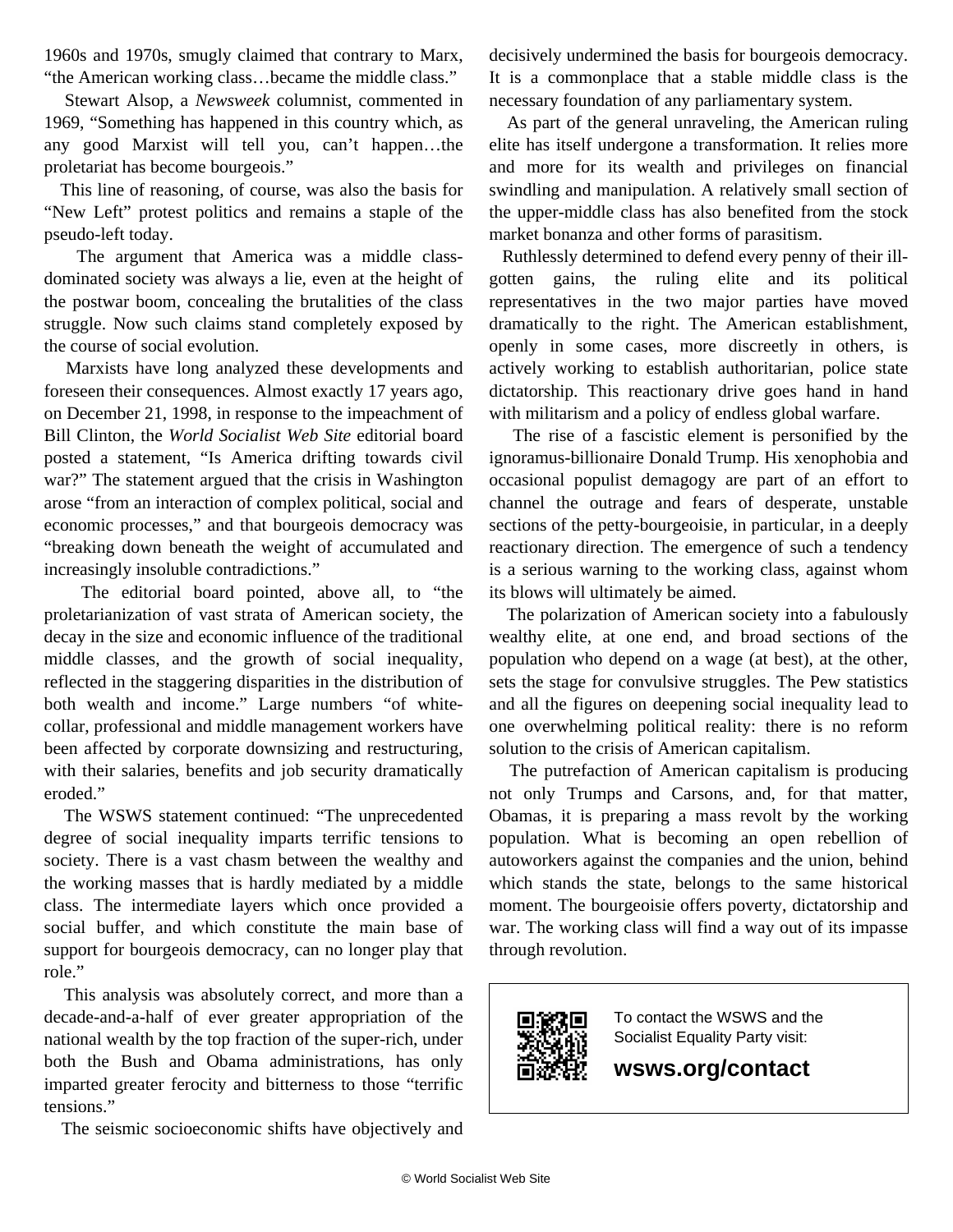1960s and 1970s, smugly claimed that contrary to Marx, "the American working class…became the middle class."

Stewart Alsop, a *Newsweek* columnist, commented in 1969, "Something has happened in this country which, as any good Marxist will tell you, can't happen…the proletariat has become bourgeois."

This line of reasoning, of course, was also the basis for "New Left" protest politics and remains a staple of the pseudo-left today.

The argument that America was a middle class-dominated society was always a lie, even at the height of the postwar boom, concealing the brutalities of the class struggle. Now such claims stand completely exposed by the course of social evolution.

Marxists have long analyzed these developments and foreseen their consequences. Almost exactly 17 years ago, on December 21, 1998, in response to the impeachment of Bill Clinton, the *World Socialist Web Site* editorial board posted a statement, "Is America drifting towards civil war?" The statement argued that the crisis in Washington arose "from an interaction of complex political, social and economic processes," and that bourgeois democracy was "breaking down beneath the weight of accumulated and increasingly insoluble contradictions."

The editorial board pointed, above all, to "the proletarianization of vast strata of American society, the decay in the size and economic influence of the traditional middle classes, and the growth of social inequality, reflected in the staggering disparities in the distribution of both wealth and income." Large numbers "of white-collar, professional and middle management workers have been affected by corporate downsizing and restructuring, with their salaries, benefits and job security dramatically eroded."

The WSWS statement continued: "The unprecedented degree of social inequality imparts terrific tensions to society. There is a vast chasm between the wealthy and the working masses that is hardly mediated by a middle class. The intermediate layers which once provided a social buffer, and which constitute the main base of support for bourgeois democracy, can no longer play that role."

This analysis was absolutely correct, and more than a decade-and-a-half of ever greater appropriation of the national wealth by the top fraction of the super-rich, under both the Bush and Obama administrations, has only imparted greater ferocity and bitterness to those "terrific tensions."

The seismic socioeconomic shifts have objectively and decisively undermined the basis for bourgeois democracy. It is a commonplace that a stable middle class is the necessary foundation of any parliamentary system.

As part of the general unraveling, the American ruling elite has itself undergone a transformation. It relies more and more for its wealth and privileges on financial swindling and manipulation. A relatively small section of the upper-middle class has also benefited from the stock market bonanza and other forms of parasitism.

Ruthlessly determined to defend every penny of their ill-gotten gains, the ruling elite and its political representatives in the two major parties have moved dramatically to the right. The American establishment, openly in some cases, more discreetly in others, is actively working to establish authoritarian, police state dictatorship. This reactionary drive goes hand in hand with militarism and a policy of endless global warfare.

The rise of a fascistic element is personified by the ignoramus-billionaire Donald Trump. His xenophobia and occasional populist demagogy are part of an effort to channel the outrage and fears of desperate, unstable sections of the petty-bourgeoisie, in particular, in a deeply reactionary direction. The emergence of such a tendency is a serious warning to the working class, against whom its blows will ultimately be aimed.

The polarization of American society into a fabulously wealthy elite, at one end, and broad sections of the population who depend on a wage (at best), at the other, sets the stage for convulsive struggles. The Pew statistics and all the figures on deepening social inequality lead to one overwhelming political reality: there is no reform solution to the crisis of American capitalism.

The putrefaction of American capitalism is producing not only Trumps and Carsons, and, for that matter, Obamas, it is preparing a mass revolt by the working population. What is becoming an open rebellion of autoworkers against the companies and the union, behind which stands the state, belongs to the same historical moment. The bourgeoisie offers poverty, dictatorship and war. The working class will find a way out of its impasse through revolution.

To contact the WSWS and the Socialist Equality Party visit:

**wsws.org/contact**